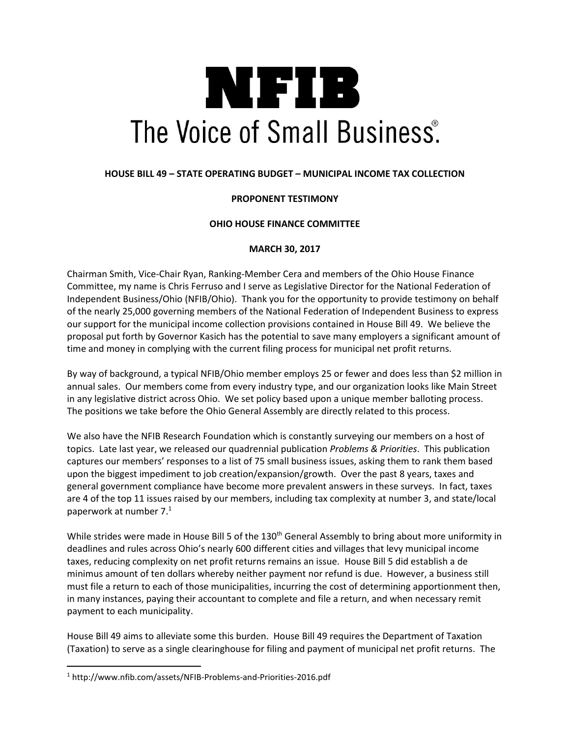# NFIB

The Voice of Small Business®

**HOUSE BILL 49 – STATE OPERATING BUDGET – MUNICIPAL INCOME TAX COLLECTION**

**PROPONENT TESTIMONY**

**OHIO HOUSE FINANCE COMMITTEE**

**MARCH 30, 2017**

Chairman Smith, Vice-Chair Ryan, Ranking-Member Cera and members of the Ohio House Finance Committee, my name is Chris Ferruso and I serve as Legislative Director for the National Federation of Independent Business/Ohio (NFIB/Ohio). Thank you for the opportunity to provide testimony on behalf of the nearly 25,000 governing members of the National Federation of Independent Business to express our support for the municipal income collection provisions contained in House Bill 49. We believe the proposal put forth by Governor Kasich has the potential to save many employers a significant amount of time and money in complying with the current filing process for municipal net profit returns.

By way of background, a typical NFIB/Ohio member employs 25 or fewer and does less than $2 million in annual sales. Our members come from every industry type, and our organization looks like Main Street in any legislative district across Ohio. We set policy based upon a unique member balloting process. The positions we take before the Ohio General Assembly are directly related to this process.

We also have the NFIB Research Foundation which is constantly surveying our members on a host of topics. Late last year, we released our quadrennial publication *Problems & Priorities*. This publication captures our members' responses to a list of 75 small business issues, asking them to rank them based upon the biggest impediment to job creation/expansion/growth. Over the past 8 years, taxes and general government compliance have become more prevalent answers in these surveys. In fact, taxes are 4 of the top 11 issues raised by our members, including tax complexity at number 3, and state/local paperwork at number 7.[1]

While strides were made in House Bill 5 of the 130th General Assembly to bring about more uniformity in deadlines and rules across Ohio's nearly 600 different cities and villages that levy municipal income taxes, reducing complexity on net profit returns remains an issue. House Bill 5 did establish a de minimus amount of ten dollars whereby neither payment nor refund is due. However, a business still must file a return to each of those municipalities, incurring the cost of determining apportionment then, in many instances, paying their accountant to complete and file a return, and when necessary remit payment to each municipality.

House Bill 49 aims to alleviate some this burden. House Bill 49 requires the Department of Taxation (Taxation) to serve as a single clearinghouse for filing and payment of municipal net profit returns. The

[1] http://www.nfib.com/assets/NFIB-Problems-and-Priorities-2016.pdf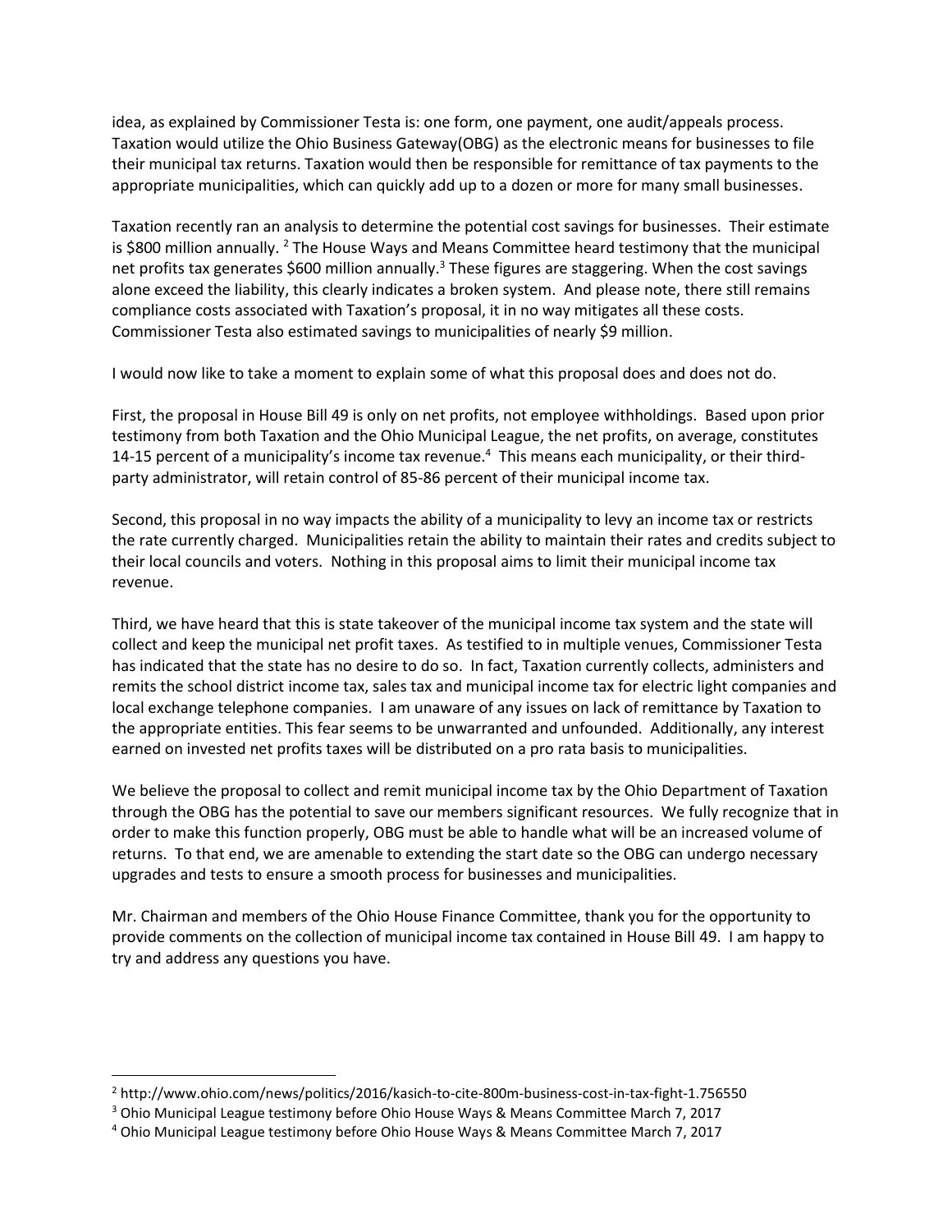idea, as explained by Commissioner Testa is: one form, one payment, one audit/appeals process. Taxation would utilize the Ohio Business Gateway(OBG) as the electronic means for businesses to file their municipal tax returns. Taxation would then be responsible for remittance of tax payments to the appropriate municipalities, which can quickly add up to a dozen or more for many small businesses.

Taxation recently ran an analysis to determine the potential cost savings for businesses. Their estimate is $800 million annually. [2] The House Ways and Means Committee heard testimony that the municipal net profits tax generates $600 million annually.[3] These figures are staggering. When the cost savings alone exceed the liability, this clearly indicates a broken system. And please note, there still remains compliance costs associated with Taxation's proposal, it in no way mitigates all these costs. Commissioner Testa also estimated savings to municipalities of nearly $9 million.

I would now like to take a moment to explain some of what this proposal does and does not do.

First, the proposal in House Bill 49 is only on net profits, not employee withholdings. Based upon prior testimony from both Taxation and the Ohio Municipal League, the net profits, on average, constitutes 14-15 percent of a municipality's income tax revenue.[4] This means each municipality, or their third-party administrator, will retain control of 85-86 percent of their municipal income tax.

Second, this proposal in no way impacts the ability of a municipality to levy an income tax or restricts the rate currently charged. Municipalities retain the ability to maintain their rates and credits subject to their local councils and voters. Nothing in this proposal aims to limit their municipal income tax revenue.

Third, we have heard that this is state takeover of the municipal income tax system and the state will collect and keep the municipal net profit taxes. As testified to in multiple venues, Commissioner Testa has indicated that the state has no desire to do so. In fact, Taxation currently collects, administers and remits the school district income tax, sales tax and municipal income tax for electric light companies and local exchange telephone companies. I am unaware of any issues on lack of remittance by Taxation to the appropriate entities. This fear seems to be unwarranted and unfounded. Additionally, any interest earned on invested net profits taxes will be distributed on a pro rata basis to municipalities.

We believe the proposal to collect and remit municipal income tax by the Ohio Department of Taxation through the OBG has the potential to save our members significant resources. We fully recognize that in order to make this function properly, OBG must be able to handle what will be an increased volume of returns. To that end, we are amenable to extending the start date so the OBG can undergo necessary upgrades and tests to ensure a smooth process for businesses and municipalities.

Mr. Chairman and members of the Ohio House Finance Committee, thank you for the opportunity to provide comments on the collection of municipal income tax contained in House Bill 49. I am happy to try and address any questions you have.

---

[2] http://www.ohio.com/news/politics/2016/kasich-to-cite-800m-business-cost-in-tax-fight-1.756550

[3] Ohio Municipal League testimony before Ohio House Ways & Means Committee March 7, 2017

[4] Ohio Municipal League testimony before Ohio House Ways & Means Committee March 7, 2017